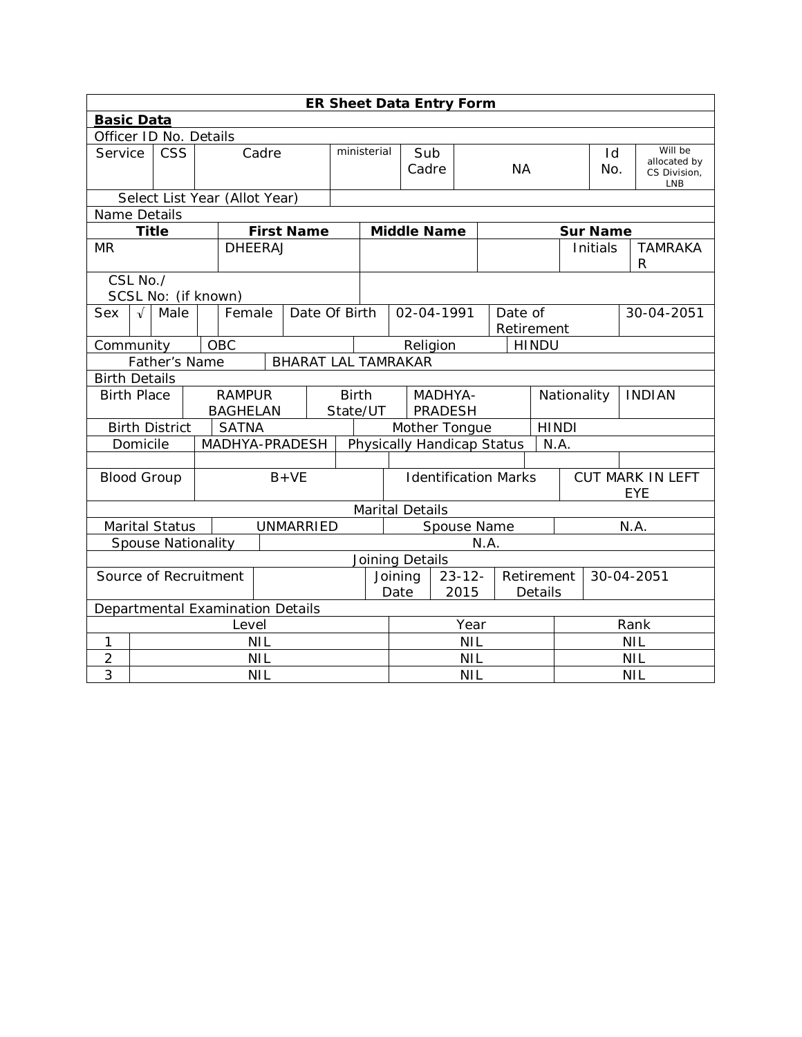**ER Sheet Data Entry Form**

**Basic Data**

Officer ID No. Details

| Service | CSS | Cadre | ministerial | Sub Cadre | NA | Id No. | Will be allocated by CS Division, LNB |
|---|---|---|---|---|---|---|---|
| Select List Year (Allot Year) | | | | | | | |

Name Details

| Title | First Name | Middle Name | | Sur Name | |
|---|---|---|---|---|---|
| MR | DHEERAJ | | | Initials | TAMRAKAR |
| CSL No./ SCSL No: (if known) | | | | | |

| Sex | √ | Male | | Female | Date Of Birth | 02-04-1991 | Date of Retirement | 30-04-2051 |
|---|---|---|---|---|---|---|---|---|

| Community | OBC | Religion | HINDU |
|---|---|---|---|
| Father's Name | BHARAT LAL TAMRAKAR | | |

Birth Details

| Birth Place | RAMPUR BAGHELAN | Birth State/UT | MADHYA-PRADESH | Nationality | INDIAN |
|---|---|---|---|---|---|
| Birth District | SATNA | Mother Tongue | HINDI | | |
| Domicile | MADHYA-PRADESH | Physically Handicap Status | N.A. | | |
| Blood Group | B+VE | Identification Marks | CUT MARK IN LEFT EYE | | |

Marital Details

| Marital Status | UNMARRIED | Spouse Name | N.A. |
|---|---|---|---|
| Spouse Nationality | N.A. | | |

Joining Details

| Source of Recruitment | | Joining Date | 23-12-2015 | Retirement Details | 30-04-2051 |
|---|---|---|---|---|---|

Departmental Examination Details

| | Level | Year | Rank |
|---|---|---|---|
| 1 | NIL | NIL | NIL |
| 2 | NIL | NIL | NIL |
| 3 | NIL | NIL | NIL |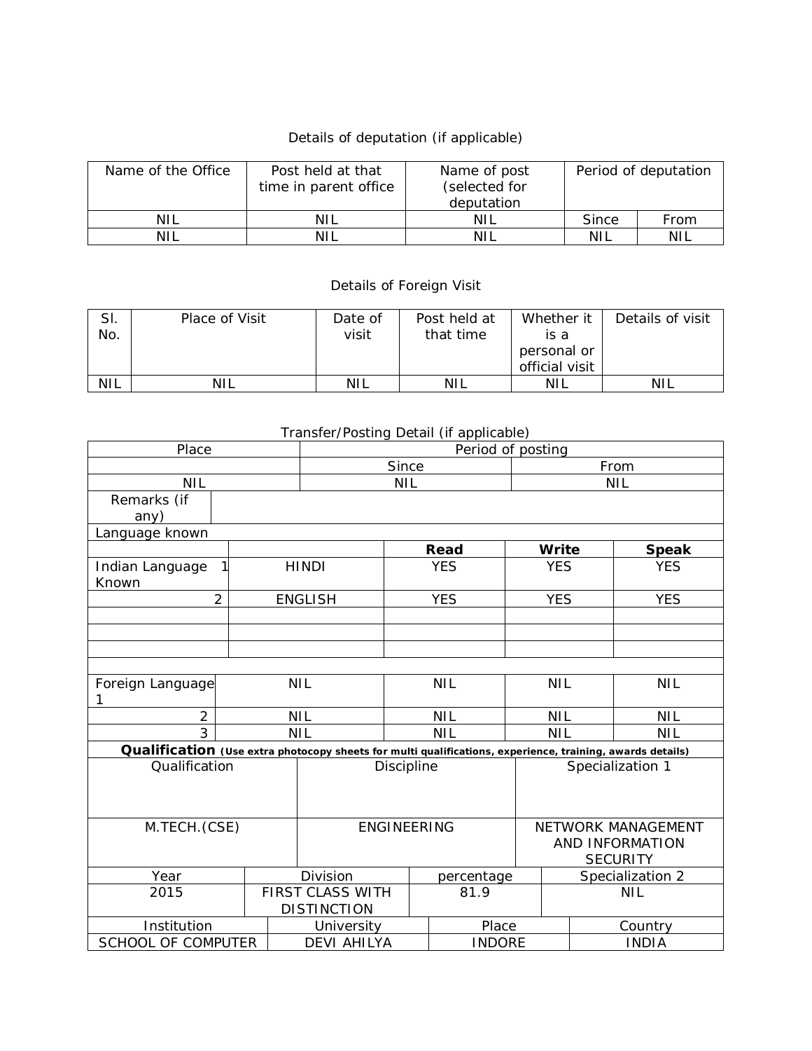Details of deputation (if applicable)

| Name of the Office | Post held at that time in parent office | Name of post (selected for deputation | Period of deputation | |
|---|---|---|---|---|
| NIL | NIL | NIL | Since | From |
| NIL | NIL | NIL | NIL | NIL |

Details of Foreign Visit

| Sl. No. | Place of Visit | Date of visit | Post held at that time | Whether it is a personal or official visit | Details of visit |
|---|---|---|---|---|---|
| NIL | NIL | NIL | NIL | NIL | NIL |

Transfer/Posting Detail (if applicable)

| Place | Period of posting | |
|---|---|---|
| | Since | From |
| NIL | NIL | NIL |
| Remarks (if any) | | |

Language known

| | | Read | Write | Speak |
|---|---|---|---|---|
| Indian Language Known 1 | HINDI | YES | YES | YES |
| 2 | ENGLISH | YES | YES | YES |
| | | | | |
| | | | | |
| | | | | |
| | | | | |
| Foreign Language 1 | NIL | NIL | NIL | NIL |
| 2 | NIL | NIL | NIL | NIL |
| 3 | NIL | NIL | NIL | NIL |

**Qualification** **(Use extra photocopy sheets for multi qualifications, experience, training, awards details)**

| Qualification | Discipline | Specialization 1 |
|---|---|---|
| M.TECH.(CSE) | ENGINEERING | NETWORK MANAGEMENT AND INFORMATION SECURITY |

| Year | Division | percentage | Specialization 2 |
|---|---|---|---|
| 2015 | FIRST CLASS WITH DISTINCTION | 81.9 | NIL |

| Institution | University | Place | Country |
|---|---|---|---|
| SCHOOL OF COMPUTER | DEVI AHILYA | INDORE | INDIA |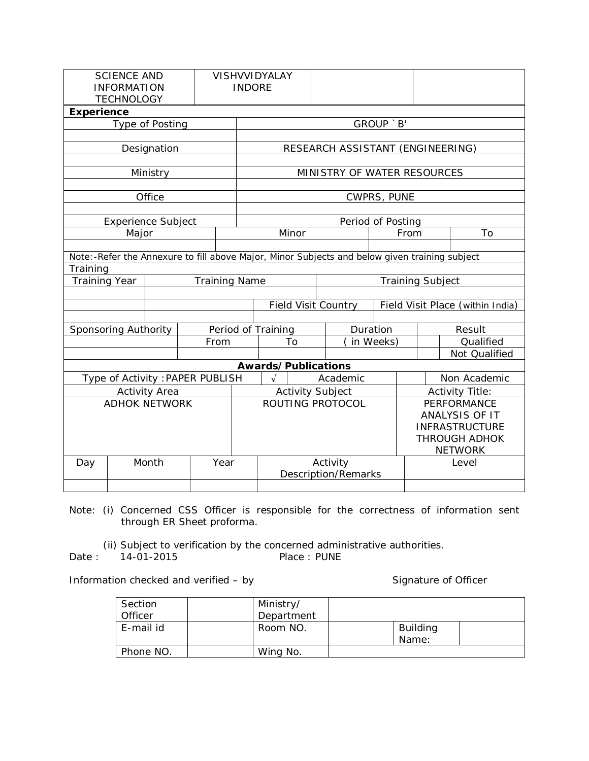| | | | |
|---|---|---|---|
| SCIENCE AND INFORMATION TECHNOLOGY | VISHVVIDYALAY INDORE | | |

**Experience**

| | |
|---|---|
| Type of Posting | GROUP `B' |
| | |
| Designation | RESEARCH ASSISTANT (ENGINEERING) |
| | |
| Ministry | MINISTRY OF WATER RESOURCES |
| | |
| Office | CWPRS, PUNE |
| | |
| Experience Subject | Period of Posting |

| Major | Minor | From | To |
|---|---|---|---|
| | | | |

Note:-Refer the Annexure to fill above Major, Minor Subjects and below given training subject

Training

| Training Year | Training Name | | Training Subject | |
|---|---|---|---|---|
| | | | | |
| | | | Field Visit Country | Field Visit Place (within India) |
| | | | | |

| Sponsoring Authority | Period of Training | | Duration | Result | |
|---|---|---|---|---|---|
| | From | To | ( in Weeks) | | Qualified |
| | | | | | Not Qualified |

**Awards/Publications**

| Type of Activity :PAPER PUBLISH | √ | Academic | | Non Academic |
|---|---|---|---|---|

| Activity Area | Activity Subject | Activity Title: |
|---|---|---|
| ADHOK NETWORK | ROUTING PROTOCOL | PERFORMANCE ANALYSIS OF IT INFRASTRUCTURE THROUGH ADHOK NETWORK |

| Day | Month | Year | Activity Description/Remarks | Level |
|---|---|---|---|---|
| | | | | |

Note: (i) Concerned CSS Officer is responsible for the correctness of information sent through ER Sheet proforma.

(ii) Subject to verification by the concerned administrative authorities.

Date : 14-01-2015 Place : PUNE

Information checked and verified – by Signature of Officer

| | | | | | |
|---|---|---|---|---|---|
| Section Officer | | Ministry/ Department | | | |
| E-mail id | | Room NO. | | Building Name: | |
| Phone NO. | | Wing No. | | | |